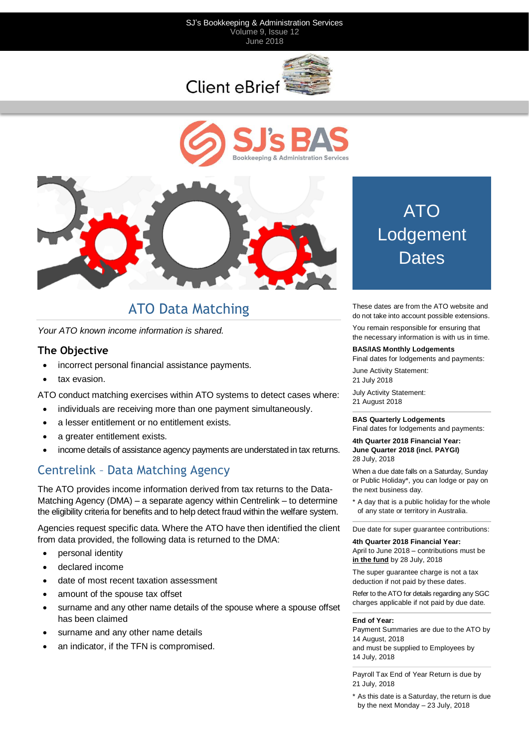SJ's Bookkeeping & Administration Services
Volume 9, Issue 12
June 2018

Client eBrief

SJ's BAS
Bookkeeping & Administration Services

# ATO Data Matching

*Your ATO known income information is shared.*

### The Objective

- incorrect personal financial assistance payments.
- tax evasion.

ATO conduct matching exercises within ATO systems to detect cases where:

- individuals are receiving more than one payment simultaneously.
- a lesser entitlement or no entitlement exists.
- a greater entitlement exists.
- income details of assistance agency payments are understated in tax returns.

## Centrelink – Data Matching Agency

The ATO provides income information derived from tax returns to the Data-Matching Agency (DMA) – a separate agency within Centrelink – to determine the eligibility criteria for benefits and to help detect fraud within the welfare system.

Agencies request specific data. Where the ATO have then identified the client from data provided, the following data is returned to the DMA:

- personal identity
- declared income
- date of most recent taxation assessment
- amount of the spouse tax offset
- surname and any other name details of the spouse where a spouse offset has been claimed
- surname and any other name details
- an indicator, if the TFN is compromised.

# ATO Lodgement Dates

These dates are from the ATO website and do not take into account possible extensions.

You remain responsible for ensuring that the necessary information is with us in time.

**BAS/IAS Monthly Lodgements**
Final dates for lodgements and payments:

June Activity Statement:
21 July 2018

July Activity Statement:
21 August 2018

**BAS Quarterly Lodgements**
Final dates for lodgements and payments:

**4th Quarter 2018 Financial Year:**
**June Quarter 2018 (incl. PAYGI)**
28 July, 2018

When a due date falls on a Saturday, Sunday or Public Holiday*, you can lodge or pay on the next business day.

\* A day that is a public holiday for the whole of any state or territory in Australia.

Due date for super guarantee contributions:

**4th Quarter 2018 Financial Year:**
April to June 2018 – contributions must be **in the fund** by 28 July, 2018

The super guarantee charge is not a tax deduction if not paid by these dates.

Refer to the ATO for details regarding any SGC charges applicable if not paid by due date.

**End of Year:**
Payment Summaries are due to the ATO by 14 August, 2018
and must be supplied to Employees by 14 July, 2018

Payroll Tax End of Year Return is due by 21 July, 2018

\* As this date is a Saturday, the return is due by the next Monday – 23 July, 2018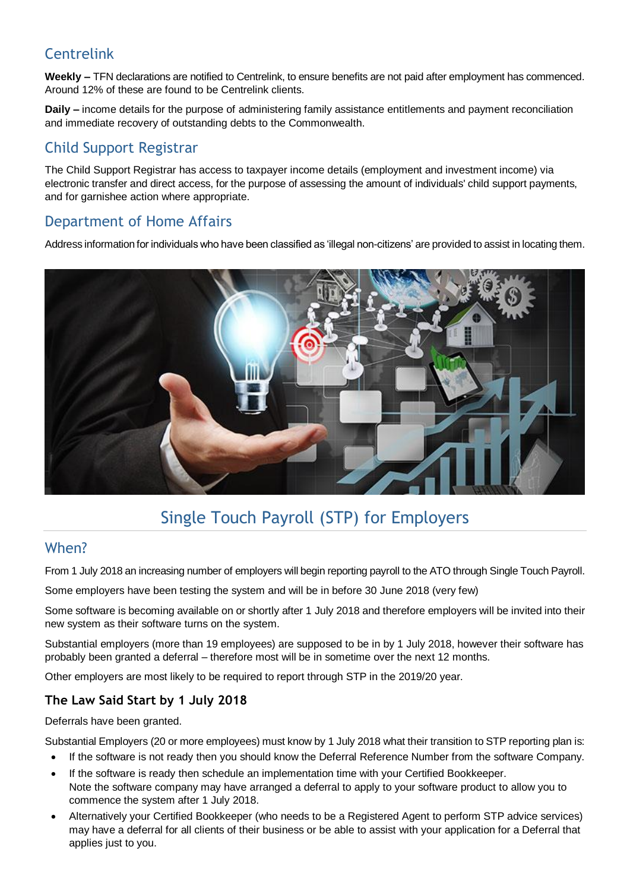## Centrelink

**Weekly –** TFN declarations are notified to Centrelink, to ensure benefits are not paid after employment has commenced. Around 12% of these are found to be Centrelink clients.

**Daily –** income details for the purpose of administering family assistance entitlements and payment reconciliation and immediate recovery of outstanding debts to the Commonwealth.

## Child Support Registrar

The Child Support Registrar has access to taxpayer income details (employment and investment income) via electronic transfer and direct access, for the purpose of assessing the amount of individuals' child support payments, and for garnishee action where appropriate.

## Department of Home Affairs

Address information for individuals who have been classified as 'illegal non-citizens' are provided to assist in locating them.

# Single Touch Payroll (STP) for Employers

## When?

From 1 July 2018 an increasing number of employers will begin reporting payroll to the ATO through Single Touch Payroll.

Some employers have been testing the system and will be in before 30 June 2018 (very few)

Some software is becoming available on or shortly after 1 July 2018 and therefore employers will be invited into their new system as their software turns on the system.

Substantial employers (more than 19 employees) are supposed to be in by 1 July 2018, however their software has probably been granted a deferral – therefore most will be in sometime over the next 12 months.

Other employers are most likely to be required to report through STP in the 2019/20 year.

### The Law Said Start by 1 July 2018

Deferrals have been granted.

Substantial Employers (20 or more employees) must know by 1 July 2018 what their transition to STP reporting plan is:

- If the software is not ready then you should know the Deferral Reference Number from the software Company.
- If the software is ready then schedule an implementation time with your Certified Bookkeeper.
  Note the software company may have arranged a deferral to apply to your software product to allow you to commence the system after 1 July 2018.
- Alternatively your Certified Bookkeeper (who needs to be a Registered Agent to perform STP advice services) may have a deferral for all clients of their business or be able to assist with your application for a Deferral that applies just to you.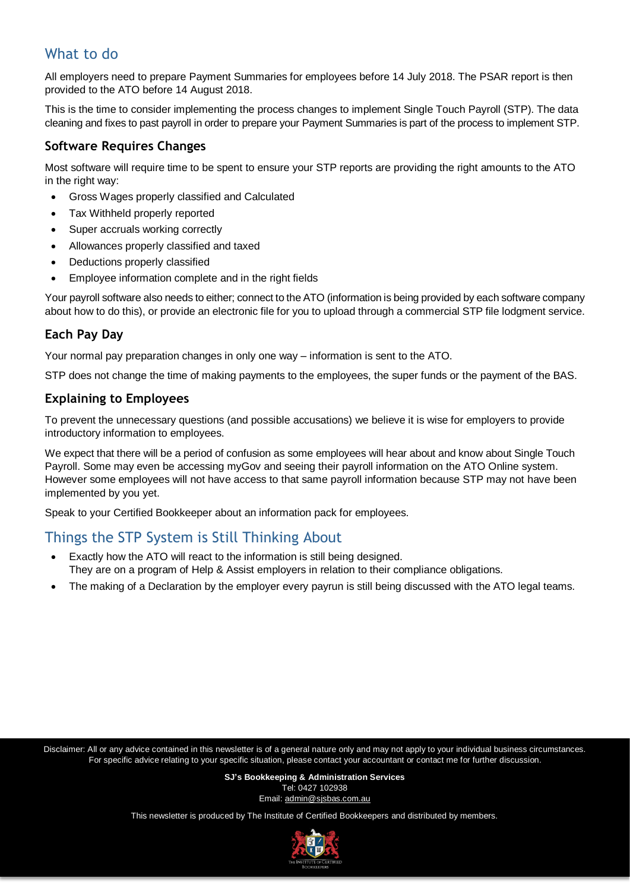## What to do

All employers need to prepare Payment Summaries for employees before 14 July 2018. The PSAR report is then provided to the ATO before 14 August 2018.

This is the time to consider implementing the process changes to implement Single Touch Payroll (STP). The data cleaning and fixes to past payroll in order to prepare your Payment Summaries is part of the process to implement STP.

### Software Requires Changes

Most software will require time to be spent to ensure your STP reports are providing the right amounts to the ATO in the right way:

- Gross Wages properly classified and Calculated
- Tax Withheld properly reported
- Super accruals working correctly
- Allowances properly classified and taxed
- Deductions properly classified
- Employee information complete and in the right fields

Your payroll software also needs to either; connect to the ATO (information is being provided by each software company about how to do this), or provide an electronic file for you to upload through a commercial STP file lodgment service.

### Each Pay Day

Your normal pay preparation changes in only one way – information is sent to the ATO.

STP does not change the time of making payments to the employees, the super funds or the payment of the BAS.

### Explaining to Employees

To prevent the unnecessary questions (and possible accusations) we believe it is wise for employers to provide introductory information to employees.

We expect that there will be a period of confusion as some employees will hear about and know about Single Touch Payroll. Some may even be accessing myGov and seeing their payroll information on the ATO Online system. However some employees will not have access to that same payroll information because STP may not have been implemented by you yet.

Speak to your Certified Bookkeeper about an information pack for employees.

## Things the STP System is Still Thinking About

- Exactly how the ATO will react to the information is still being designed.
  They are on a program of Help & Assist employers in relation to their compliance obligations.
- The making of a Declaration by the employer every payrun is still being discussed with the ATO legal teams.

Disclaimer: All or any advice contained in this newsletter is of a general nature only and may not apply to your individual business circumstances. For specific advice relating to your specific situation, please contact your accountant or contact me for further discussion.

**SJ's Bookkeeping & Administration Services**
Tel: 0427 102938
Email: admin@sjsbas.com.au

This newsletter is produced by The Institute of Certified Bookkeepers and distributed by members.